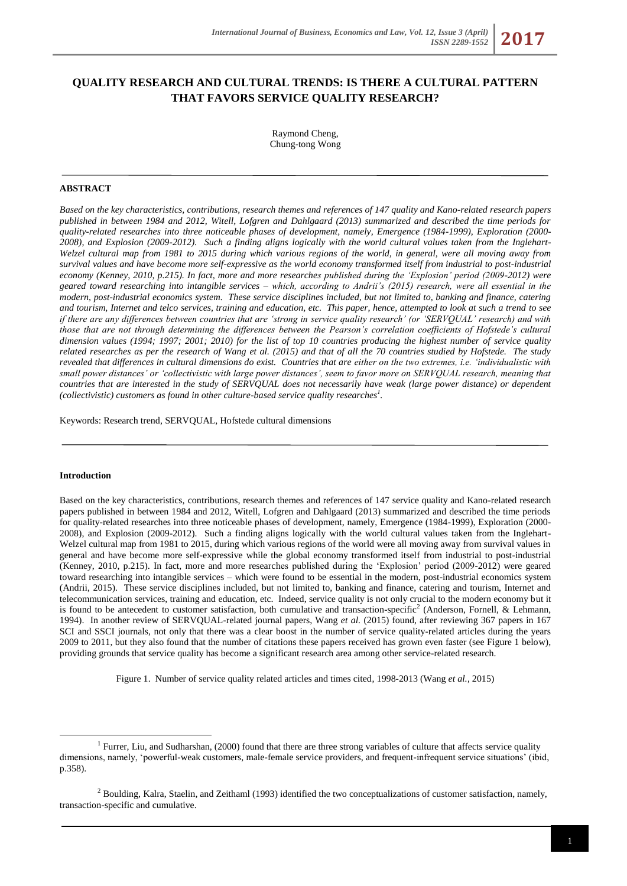# QUALITY RESEARCH AND CULTURAL TRENDS: IS THERE A CULTURAL PATTERN THAT FAVORS SERVICE QUALITY RESEARCH?

Raymond Cheng,
Chung-tong Wong

## ABSTRACT

*Based on the key characteristics, contributions, research themes and references of 147 quality and Kano-related research papers published in between 1984 and 2012, Witell, Lofgren and Dahlgaard (2013) summarized and described the time periods for quality-related researches into three noticeable phases of development, namely, Emergence (1984-1999), Exploration (2000-2008), and Explosion (2009-2012). Such a finding aligns logically with the world cultural values taken from the Inglehart-Welzel cultural map from 1981 to 2015 during which various regions of the world, in general, were all moving away from survival values and have become more self-expressive as the world economy transformed itself from industrial to post-industrial economy (Kenney, 2010, p.215). In fact, more and more researches published during the 'Explosion' period (2009-2012) were geared toward researching into intangible services – which, according to Andrii's (2015) research, were all essential in the modern, post-industrial economics system. These service disciplines included, but not limited to, banking and finance, catering and tourism, Internet and telco services, training and education, etc. This paper, hence, attempted to look at such a trend to see if there are any differences between countries that are 'strong in service quality research' (or 'SERVQUAL' research) and with those that are not through determining the differences between the Pearson's correlation coefficients of Hofstede's cultural dimension values (1994; 1997; 2001; 2010) for the list of top 10 countries producing the highest number of service quality related researches as per the research of Wang et al. (2015) and that of all the 70 countries studied by Hofstede. The study revealed that differences in cultural dimensions do exist. Countries that are either on the two extremes, i.e. 'individualistic with small power distances' or 'collectivistic with large power distances', seem to favor more on SERVQUAL research, meaning that countries that are interested in the study of SERVQUAL does not necessarily have weak (large power distance) or dependent (collectivistic) customers as found in other culture-based service quality researches[1].*

Keywords: Research trend, SERVQUAL, Hofstede cultural dimensions

## Introduction

Based on the key characteristics, contributions, research themes and references of 147 service quality and Kano-related research papers published in between 1984 and 2012, Witell, Lofgren and Dahlgaard (2013) summarized and described the time periods for quality-related researches into three noticeable phases of development, namely, Emergence (1984-1999), Exploration (2000-2008), and Explosion (2009-2012). Such a finding aligns logically with the world cultural values taken from the Inglehart-Welzel cultural map from 1981 to 2015, during which various regions of the world were all moving away from survival values in general and have become more self-expressive while the global economy transformed itself from industrial to post-industrial (Kenney, 2010, p.215). In fact, more and more researches published during the 'Explosion' period (2009-2012) were geared toward researching into intangible services – which were found to be essential in the modern, post-industrial economics system (Andrii, 2015). These service disciplines included, but not limited to, banking and finance, catering and tourism, Internet and telecommunication services, training and education, etc. Indeed, service quality is not only crucial to the modern economy but it is found to be antecedent to customer satisfaction, both cumulative and transaction-specific[2] (Anderson, Fornell, & Lehmann, 1994). In another review of SERVQUAL-related journal papers, Wang *et al.* (2015) found, after reviewing 367 papers in 167 SCI and SSCI journals, not only that there was a clear boost in the number of service quality-related articles during the years 2009 to 2011, but they also found that the number of citations these papers received has grown even faster (see Figure 1 below), providing grounds that service quality has become a significant research area among other service-related research.

Figure 1. Number of service quality related articles and times cited, 1998-2013 (Wang *et al.*, 2015)

[1] Furrer, Liu, and Sudharshan, (2000) found that there are three strong variables of culture that affects service quality dimensions, namely, 'powerful-weak customers, male-female service providers, and frequent-infrequent service situations' (ibid, p.358).

[2] Boulding, Kalra, Staelin, and Zeithaml (1993) identified the two conceptualizations of customer satisfaction, namely, transaction-specific and cumulative.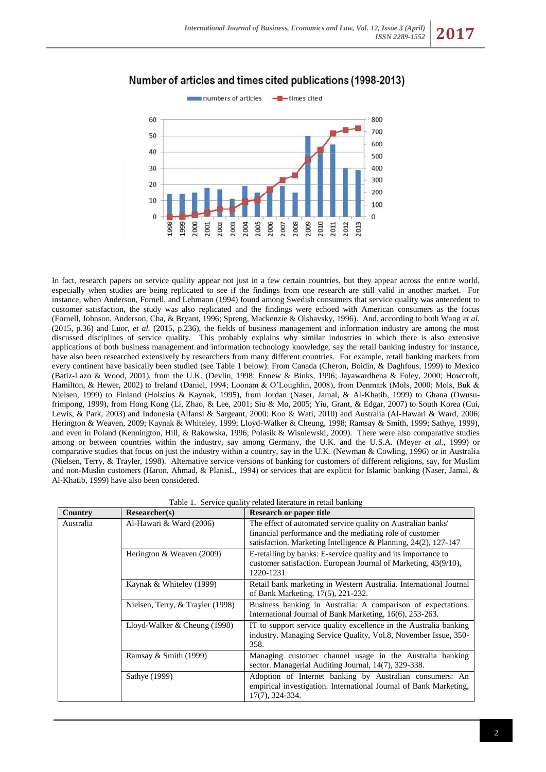Number of articles and times cited publications (1998-2013)

In fact, research papers on service quality appear not just in a few certain countries, but they appear across the entire world, especially when studies are being replicated to see if the findings from one research are still valid in another market. For instance, when Anderson, Fornell, and Lehmann (1994) found among Swedish consumers that service quality was antecedent to customer satisfaction, the study was also replicated and the findings were echoed with American consumers as the focus (Fornell, Johnson, Anderson, Cha, & Bryant, 1996; Spreng, Mackenzie & Olshavsky, 1996). And, according to both Wang *et al.* (2015, p.36) and Luor, *et al.* (2015, p.236), the fields of business management and information industry are among the most discussed disciplines of service quality. This probably explains why similar industries in which there is also extensive applications of both business management and information technology knowledge, say the retail banking industry for instance, have also been researched extensively by researchers from many different countries. For example, retail banking markets from every continent have basically been studied (see Table 1 below): From Canada (Cheron, Boidin, & Daghfous, 1999) to Mexico (Batiz-Lazo & Wood, 2001), from the U.K. (Devlin, 1998; Ennew & Binks, 1996; Jayawardhena & Foley, 2000; Howcroft, Hamilton, & Hewer, 2002) to Ireland (Daniel, 1994; Loonam & O'Loughlin, 2008), from Denmark (Mols, 2000; Mols, Buk & Nielsen, 1999) to Finland (Holstius & Kaynak, 1995), from Jordan (Naser, Jamal, & Al-Khatib, 1999) to Ghana (Owusu-frimpong, 1999), from Hong Kong (Li, Zhao, & Lee, 2001; Siu & Mo, 2005; Yiu, Grant, & Edgar, 2007) to South Korea (Cui, Lewis, & Park, 2003) and Indonesia (Alfansi & Sargeant, 2000; Koo & Wati, 2010) and Australia (Al-Hawari & Ward, 2006; Herington & Weaven, 2009; Kaynak & Whiteley, 1999; Lloyd-Walker & Cheung, 1998; Ramsay & Smith, 1999; Sathye, 1999), and even in Poland (Kennington, Hill, & Rakowska, 1996; Polasik & Wisniewski, 2009). There were also comparative studies among or between countries within the industry, say among Germany, the U.K. and the U.S.A. (Meyer *et al.*, 1999) or comparative studies that focus on just the industry within a country, say in the U.K. (Newman & Cowling, 1996) or in Australia (Nielsen, Terry, & Trayler, 1998). Alternative service versions of banking for customers of different religions, say, for Muslim and non-Muslin customers (Haron, Ahmad, & PlanisL, 1994) or services that are explicit for Islamic banking (Naser, Jamal, & Al-Khatib, 1999) have also been considered.

Table 1. Service quality related literature in retail banking

| Country | Researcher(s) | Research or paper title |
|---|---|---|
| Australia | Al-Hawari & Ward (2006) | The effect of automated service quality on Australian banks' financial performance and the mediating role of customer satisfaction. Marketing Intelligence & Planning, 24(2), 127-147 |
| | Herington & Weaven (2009) | E-retailing by banks: E-service quality and its importance to customer satisfaction. European Journal of Marketing, 43(9/10), 1220-1231 |
| | Kaynak & Whiteley (1999) | Retail bank marketing in Western Australia. International Journal of Bank Marketing, 17(5), 221-232. |
| | Nielsen, Terry, & Trayler (1998) | Business banking in Australia: A comparison of expectations. International Journal of Bank Marketing, 16(6), 253-263. |
| | Lloyd-Walker & Cheung (1998) | IT to support service quality excellence in the Australia banking industry. Managing Service Quality, Vol.8, November Issue, 350-358. |
| | Ramsay & Smith (1999) | Managing customer channel usage in the Australia banking sector. Managerial Auditing Journal, 14(7), 329-338. |
| | Sathye (1999) | Adoption of Internet banking by Australian consumers: An empirical investigation. International Journal of Bank Marketing, 17(7), 324-334. |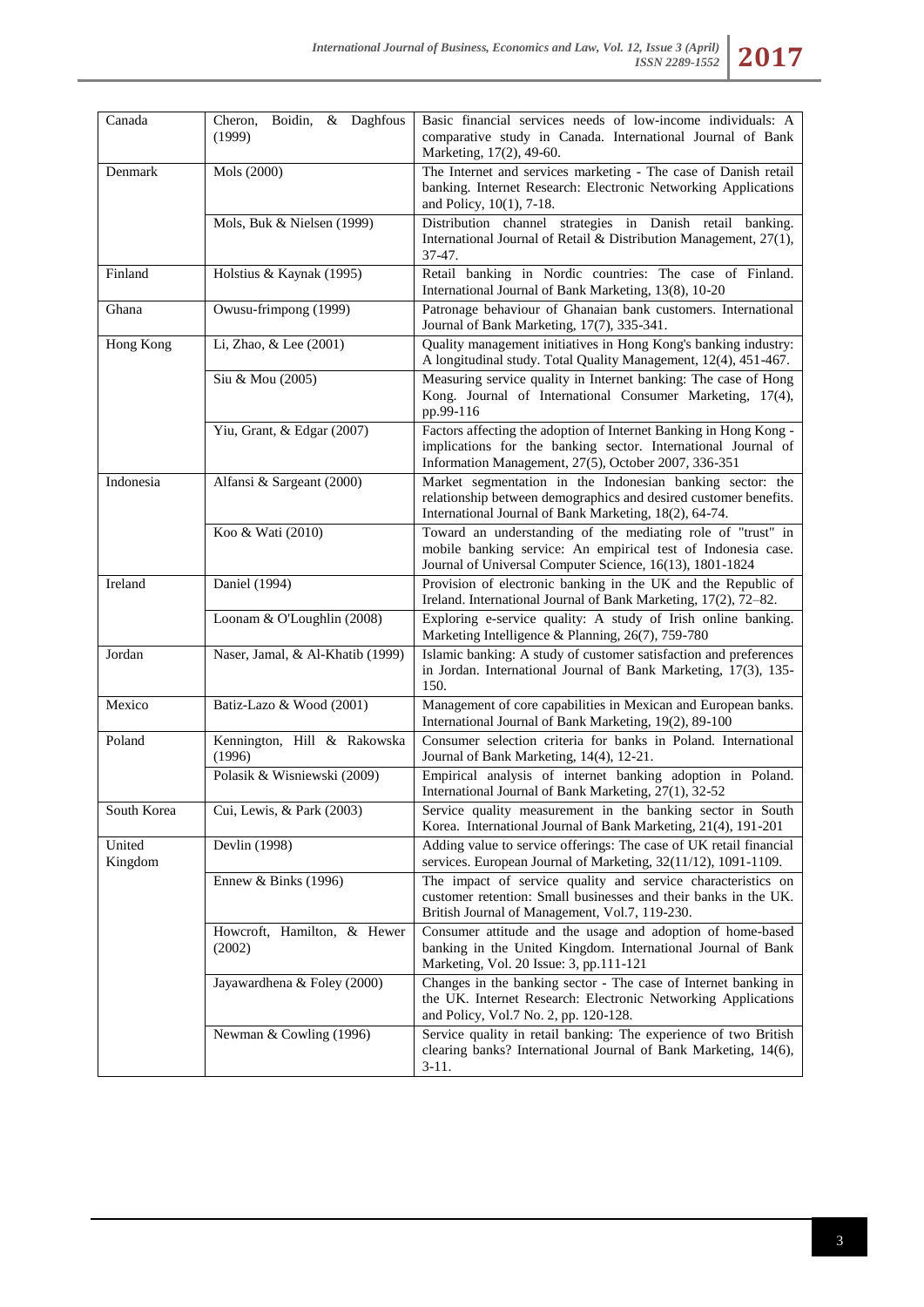| | | |
|---|---|---|
| Canada | Cheron, Boidin, & Daghfous (1999) | Basic financial services needs of low-income individuals: A comparative study in Canada. International Journal of Bank Marketing, 17(2), 49-60. |
| Denmark | Mols (2000) | The Internet and services marketing - The case of Danish retail banking. Internet Research: Electronic Networking Applications and Policy, 10(1), 7-18. |
| | Mols, Buk & Nielsen (1999) | Distribution channel strategies in Danish retail banking. International Journal of Retail & Distribution Management, 27(1), 37-47. |
| Finland | Holstius & Kaynak (1995) | Retail banking in Nordic countries: The case of Finland. International Journal of Bank Marketing, 13(8), 10-20 |
| Ghana | Owusu-frimpong (1999) | Patronage behaviour of Ghanaian bank customers. International Journal of Bank Marketing, 17(7), 335-341. |
| Hong Kong | Li, Zhao, & Lee (2001) | Quality management initiatives in Hong Kong's banking industry: A longitudinal study. Total Quality Management, 12(4), 451-467. |
| | Siu & Mou (2005) | Measuring service quality in Internet banking: The case of Hong Kong. Journal of International Consumer Marketing, 17(4), pp.99-116 |
| | Yiu, Grant, & Edgar (2007) | Factors affecting the adoption of Internet Banking in Hong Kong - implications for the banking sector. International Journal of Information Management, 27(5), October 2007, 336-351 |
| Indonesia | Alfansi & Sargeant (2000) | Market segmentation in the Indonesian banking sector: the relationship between demographics and desired customer benefits. International Journal of Bank Marketing, 18(2), 64-74. |
| | Koo & Wati (2010) | Toward an understanding of the mediating role of "trust" in mobile banking service: An empirical test of Indonesia case. Journal of Universal Computer Science, 16(13), 1801-1824 |
| Ireland | Daniel (1994) | Provision of electronic banking in the UK and the Republic of Ireland. International Journal of Bank Marketing, 17(2), 72–82. |
| | Loonam & O'Loughlin (2008) | Exploring e-service quality: A study of Irish online banking. Marketing Intelligence & Planning, 26(7), 759-780 |
| Jordan | Naser, Jamal, & Al-Khatib (1999) | Islamic banking: A study of customer satisfaction and preferences in Jordan. International Journal of Bank Marketing, 17(3), 135-150. |
| Mexico | Batiz-Lazo & Wood (2001) | Management of core capabilities in Mexican and European banks. International Journal of Bank Marketing, 19(2), 89-100 |
| Poland | Kennington, Hill & Rakowska (1996) | Consumer selection criteria for banks in Poland. International Journal of Bank Marketing, 14(4), 12-21. |
| | Polasik & Wisniewski (2009) | Empirical analysis of internet banking adoption in Poland. International Journal of Bank Marketing, 27(1), 32-52 |
| South Korea | Cui, Lewis, & Park (2003) | Service quality measurement in the banking sector in South Korea. International Journal of Bank Marketing, 21(4), 191-201 |
| United Kingdom | Devlin (1998) | Adding value to service offerings: The case of UK retail financial services. European Journal of Marketing, 32(11/12), 1091-1109. |
| | Ennew & Binks (1996) | The impact of service quality and service characteristics on customer retention: Small businesses and their banks in the UK. British Journal of Management, Vol.7, 119-230. |
| | Howcroft, Hamilton, & Hewer (2002) | Consumer attitude and the usage and adoption of home-based banking in the United Kingdom. International Journal of Bank Marketing, Vol. 20 Issue: 3, pp.111-121 |
| | Jayawardhena & Foley (2000) | Changes in the banking sector - The case of Internet banking in the UK. Internet Research: Electronic Networking Applications and Policy, Vol.7 No. 2, pp. 120-128. |
| | Newman & Cowling (1996) | Service quality in retail banking: The experience of two British clearing banks? International Journal of Bank Marketing, 14(6), 3-11. |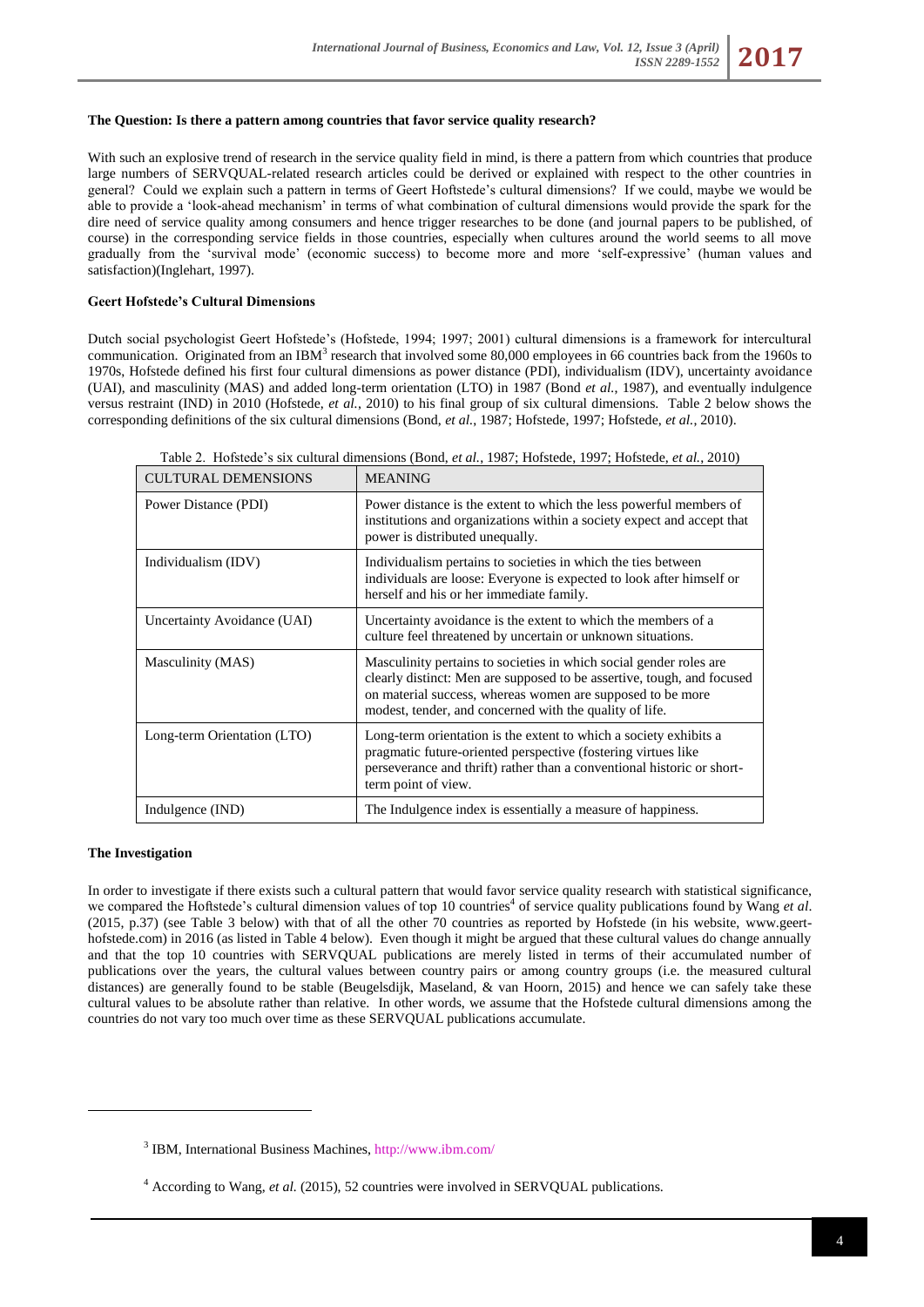**The Question: Is there a pattern among countries that favor service quality research?**

With such an explosive trend of research in the service quality field in mind, is there a pattern from which countries that produce large numbers of SERVQUAL-related research articles could be derived or explained with respect to the other countries in general? Could we explain such a pattern in terms of Geert Hoftstede's cultural dimensions? If we could, maybe we would be able to provide a 'look-ahead mechanism' in terms of what combination of cultural dimensions would provide the spark for the dire need of service quality among consumers and hence trigger researches to be done (and journal papers to be published, of course) in the corresponding service fields in those countries, especially when cultures around the world seems to all move gradually from the 'survival mode' (economic success) to become more and more 'self-expressive' (human values and satisfaction)(Inglehart, 1997).

**Geert Hofstede's Cultural Dimensions**

Dutch social psychologist Geert Hofstede's (Hofstede, 1994; 1997; 2001) cultural dimensions is a framework for intercultural communication. Originated from an IBM[3] research that involved some 80,000 employees in 66 countries back from the 1960s to 1970s, Hofstede defined his first four cultural dimensions as power distance (PDI), individualism (IDV), uncertainty avoidance (UAI), and masculinity (MAS) and added long-term orientation (LTO) in 1987 (Bond *et al.*, 1987), and eventually indulgence versus restraint (IND) in 2010 (Hofstede, *et al.*, 2010) to his final group of six cultural dimensions. Table 2 below shows the corresponding definitions of the six cultural dimensions (Bond, *et al.*, 1987; Hofstede, 1997; Hofstede, *et al.*, 2010).

Table 2. Hofstede's six cultural dimensions (Bond, *et al.*, 1987; Hofstede, 1997; Hofstede, *et al.*, 2010)

| CULTURAL DEMENSIONS | MEANING |
| --- | --- |
| Power Distance (PDI) | Power distance is the extent to which the less powerful members of institutions and organizations within a society expect and accept that power is distributed unequally. |
| Individualism (IDV) | Individualism pertains to societies in which the ties between individuals are loose: Everyone is expected to look after himself or herself and his or her immediate family. |
| Uncertainty Avoidance (UAI) | Uncertainty avoidance is the extent to which the members of a culture feel threatened by uncertain or unknown situations. |
| Masculinity (MAS) | Masculinity pertains to societies in which social gender roles are clearly distinct: Men are supposed to be assertive, tough, and focused on material success, whereas women are supposed to be more modest, tender, and concerned with the quality of life. |
| Long-term Orientation (LTO) | Long-term orientation is the extent to which a society exhibits a pragmatic future-oriented perspective (fostering virtues like perseverance and thrift) rather than a conventional historic or short-term point of view. |
| Indulgence (IND) | The Indulgence index is essentially a measure of happiness. |

**The Investigation**

In order to investigate if there exists such a cultural pattern that would favor service quality research with statistical significance, we compared the Hoftstede's cultural dimension values of top 10 countries[4] of service quality publications found by Wang *et al*. (2015, p.37) (see Table 3 below) with that of all the other 70 countries as reported by Hofstede (in his website, www.geert-hofstede.com) in 2016 (as listed in Table 4 below). Even though it might be argued that these cultural values do change annually and that the top 10 countries with SERVQUAL publications are merely listed in terms of their accumulated number of publications over the years, the cultural values between country pairs or among country groups (i.e. the measured cultural distances) are generally found to be stable (Beugelsdijk, Maseland, & van Hoorn, 2015) and hence we can safely take these cultural values to be absolute rather than relative. In other words, we assume that the Hofstede cultural dimensions among the countries do not vary too much over time as these SERVQUAL publications accumulate.

---

[3] IBM, International Business Machines, http://www.ibm.com/

[4] According to Wang, *et al.* (2015), 52 countries were involved in SERVQUAL publications.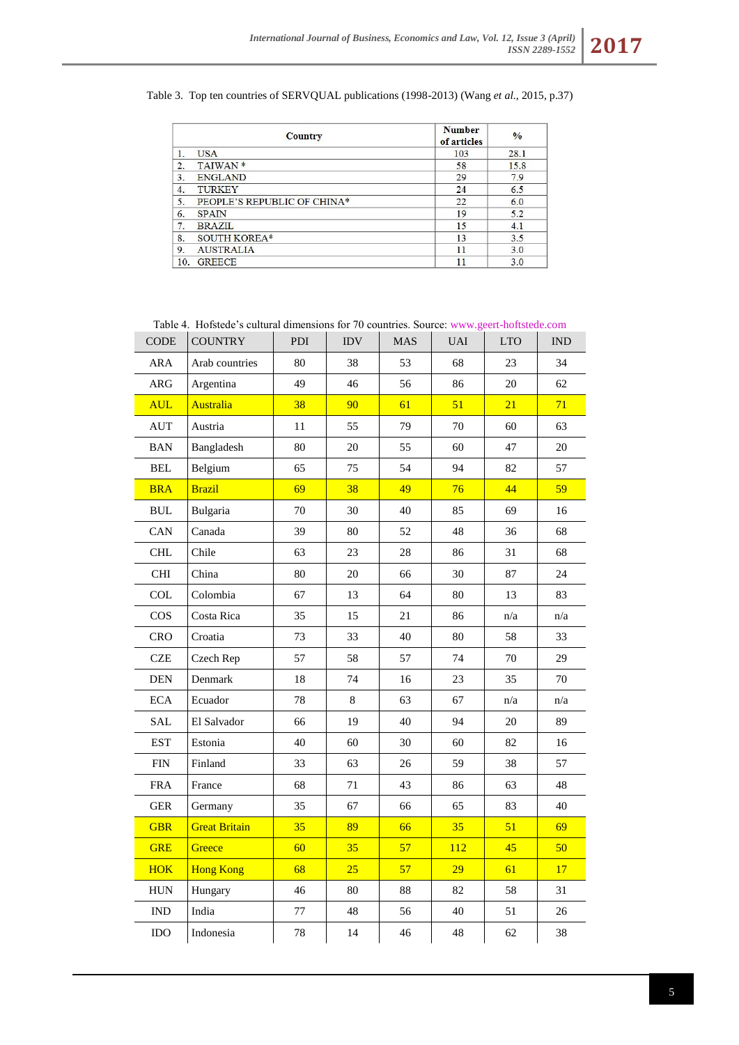Table 3. Top ten countries of SERVQUAL publications (1998-2013) (Wang *et al*., 2015, p.37)

| Country | Number of articles | % |
|---|---|---|
| 1. USA | 103 | 28.1 |
| 2. TAIWAN * | 58 | 15.8 |
| 3. ENGLAND | 29 | 7.9 |
| 4. TURKEY | 24 | 6.5 |
| 5. PEOPLE'S REPUBLIC OF CHINA* | 22 | 6.0 |
| 6. SPAIN | 19 | 5.2 |
| 7. BRAZIL | 15 | 4.1 |
| 8. SOUTH KOREA* | 13 | 3.5 |
| 9. AUSTRALIA | 11 | 3.0 |
| 10. GREECE | 11 | 3.0 |

Table 4. Hofstede's cultural dimensions for 70 countries. Source: www.geert-hoftstede.com

| CODE | COUNTRY | PDI | IDV | MAS | UAI | LTO | IND |
|---|---|---|---|---|---|---|---|
| ARA | Arab countries | 80 | 38 | 53 | 68 | 23 | 34 |
| ARG | Argentina | 49 | 46 | 56 | 86 | 20 | 62 |
| AUL | Australia | 38 | 90 | 61 | 51 | 21 | 71 |
| AUT | Austria | 11 | 55 | 79 | 70 | 60 | 63 |
| BAN | Bangladesh | 80 | 20 | 55 | 60 | 47 | 20 |
| BEL | Belgium | 65 | 75 | 54 | 94 | 82 | 57 |
| BRA | Brazil | 69 | 38 | 49 | 76 | 44 | 59 |
| BUL | Bulgaria | 70 | 30 | 40 | 85 | 69 | 16 |
| CAN | Canada | 39 | 80 | 52 | 48 | 36 | 68 |
| CHL | Chile | 63 | 23 | 28 | 86 | 31 | 68 |
| CHI | China | 80 | 20 | 66 | 30 | 87 | 24 |
| COL | Colombia | 67 | 13 | 64 | 80 | 13 | 83 |
| COS | Costa Rica | 35 | 15 | 21 | 86 | n/a | n/a |
| CRO | Croatia | 73 | 33 | 40 | 80 | 58 | 33 |
| CZE | Czech Rep | 57 | 58 | 57 | 74 | 70 | 29 |
| DEN | Denmark | 18 | 74 | 16 | 23 | 35 | 70 |
| ECA | Ecuador | 78 | 8 | 63 | 67 | n/a | n/a |
| SAL | El Salvador | 66 | 19 | 40 | 94 | 20 | 89 |
| EST | Estonia | 40 | 60 | 30 | 60 | 82 | 16 |
| FIN | Finland | 33 | 63 | 26 | 59 | 38 | 57 |
| FRA | France | 68 | 71 | 43 | 86 | 63 | 48 |
| GER | Germany | 35 | 67 | 66 | 65 | 83 | 40 |
| GBR | Great Britain | 35 | 89 | 66 | 35 | 51 | 69 |
| GRE | Greece | 60 | 35 | 57 | 112 | 45 | 50 |
| HOK | Hong Kong | 68 | 25 | 57 | 29 | 61 | 17 |
| HUN | Hungary | 46 | 80 | 88 | 82 | 58 | 31 |
| IND | India | 77 | 48 | 56 | 40 | 51 | 26 |
| IDO | Indonesia | 78 | 14 | 46 | 48 | 62 | 38 |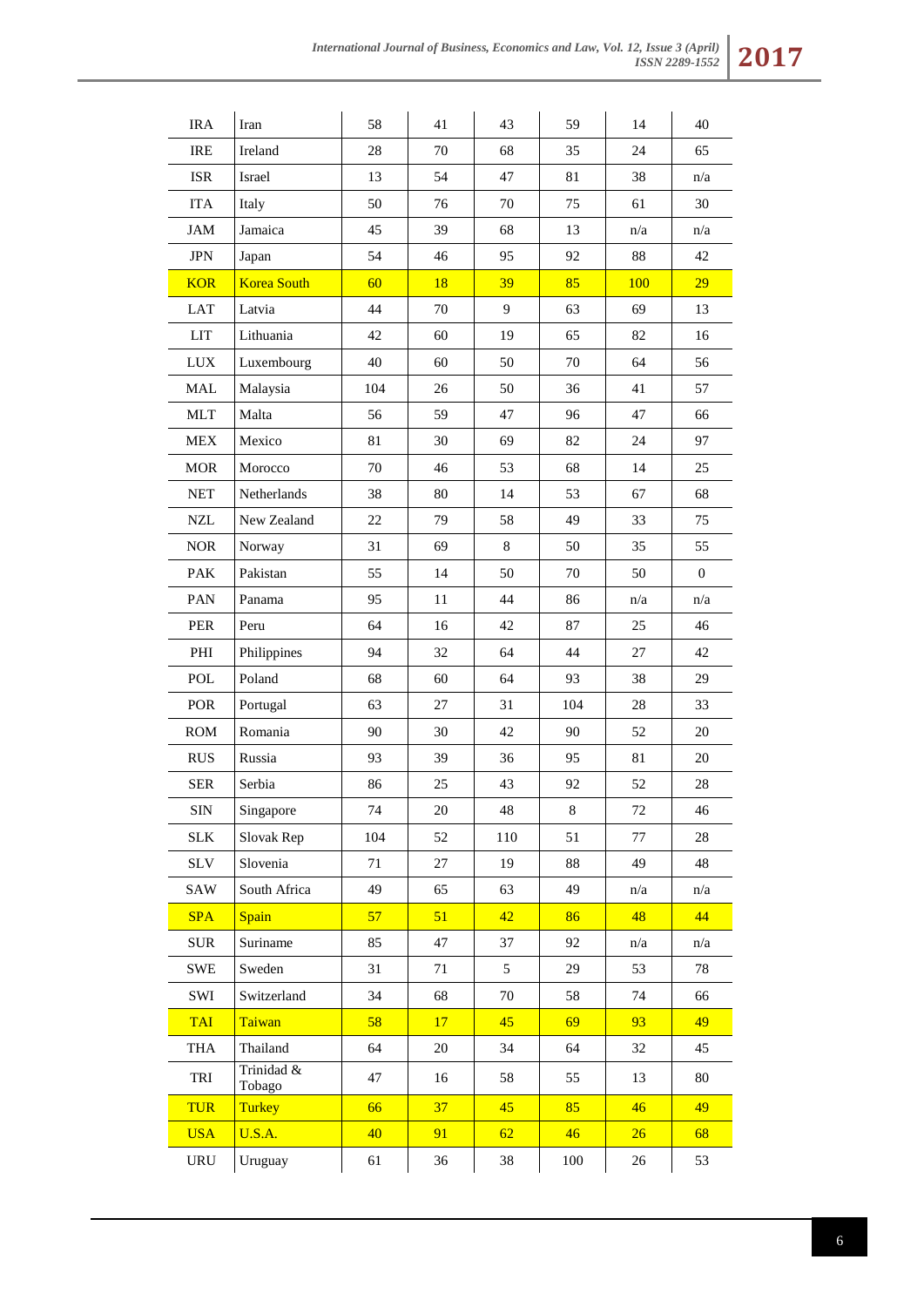| IRA | Iran | 58 | 41 | 43 | 59 | 14 | 40 |
|---|---|---|---|---|---|---|---|
| IRE | Ireland | 28 | 70 | 68 | 35 | 24 | 65 |
| ISR | Israel | 13 | 54 | 47 | 81 | 38 | n/a |
| ITA | Italy | 50 | 76 | 70 | 75 | 61 | 30 |
| JAM | Jamaica | 45 | 39 | 68 | 13 | n/a | n/a |
| JPN | Japan | 54 | 46 | 95 | 92 | 88 | 42 |
| KOR | Korea South | 60 | 18 | 39 | 85 | 100 | 29 |
| LAT | Latvia | 44 | 70 | 9 | 63 | 69 | 13 |
| LIT | Lithuania | 42 | 60 | 19 | 65 | 82 | 16 |
| LUX | Luxembourg | 40 | 60 | 50 | 70 | 64 | 56 |
| MAL | Malaysia | 104 | 26 | 50 | 36 | 41 | 57 |
| MLT | Malta | 56 | 59 | 47 | 96 | 47 | 66 |
| MEX | Mexico | 81 | 30 | 69 | 82 | 24 | 97 |
| MOR | Morocco | 70 | 46 | 53 | 68 | 14 | 25 |
| NET | Netherlands | 38 | 80 | 14 | 53 | 67 | 68 |
| NZL | New Zealand | 22 | 79 | 58 | 49 | 33 | 75 |
| NOR | Norway | 31 | 69 | 8 | 50 | 35 | 55 |
| PAK | Pakistan | 55 | 14 | 50 | 70 | 50 | 0 |
| PAN | Panama | 95 | 11 | 44 | 86 | n/a | n/a |
| PER | Peru | 64 | 16 | 42 | 87 | 25 | 46 |
| PHI | Philippines | 94 | 32 | 64 | 44 | 27 | 42 |
| POL | Poland | 68 | 60 | 64 | 93 | 38 | 29 |
| POR | Portugal | 63 | 27 | 31 | 104 | 28 | 33 |
| ROM | Romania | 90 | 30 | 42 | 90 | 52 | 20 |
| RUS | Russia | 93 | 39 | 36 | 95 | 81 | 20 |
| SER | Serbia | 86 | 25 | 43 | 92 | 52 | 28 |
| SIN | Singapore | 74 | 20 | 48 | 8 | 72 | 46 |
| SLK | Slovak Rep | 104 | 52 | 110 | 51 | 77 | 28 |
| SLV | Slovenia | 71 | 27 | 19 | 88 | 49 | 48 |
| SAW | South Africa | 49 | 65 | 63 | 49 | n/a | n/a |
| SPA | Spain | 57 | 51 | 42 | 86 | 48 | 44 |
| SUR | Suriname | 85 | 47 | 37 | 92 | n/a | n/a |
| SWE | Sweden | 31 | 71 | 5 | 29 | 53 | 78 |
| SWI | Switzerland | 34 | 68 | 70 | 58 | 74 | 66 |
| TAI | Taiwan | 58 | 17 | 45 | 69 | 93 | 49 |
| THA | Thailand | 64 | 20 | 34 | 64 | 32 | 45 |
| TRI | Trinidad & Tobago | 47 | 16 | 58 | 55 | 13 | 80 |
| TUR | Turkey | 66 | 37 | 45 | 85 | 46 | 49 |
| USA | U.S.A. | 40 | 91 | 62 | 46 | 26 | 68 |
| URU | Uruguay | 61 | 36 | 38 | 100 | 26 | 53 |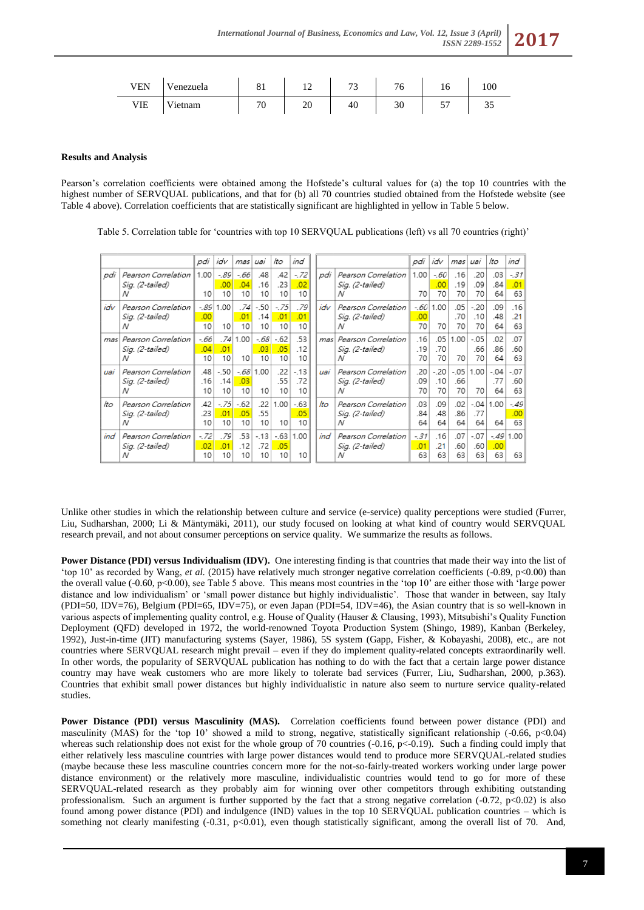| VEN | Venezuela | 81 | 12 | 73 | 76 | 16 | 100 |
|---|---|---|---|---|---|---|---|
| VIE | Vietnam | 70 | 20 | 40 | 30 | 57 | 35 |

**Results and Analysis**

Pearson's correlation coefficients were obtained among the Hofstede's cultural values for (a) the top 10 countries with the highest number of SERVQUAL publications, and that for (b) all 70 countries studied obtained from the Hofstede website (see Table 4 above). Correlation coefficients that are statistically significant are highlighted in yellow in Table 5 below.

Table 5. Correlation table for 'countries with top 10 SERVQUAL publications (left) vs all 70 countries (right)'

**Top 10 SERVQUAL publication countries (left)**

| | | pdi | idv | mas | uai | lto | ind |
|---|---|---|---|---|---|---|---|
| pdi | Pearson Correlation | 1.00 | -.89 | -.66 | .48 | .42 | -.72 |
| | Sig. (2-tailed) | | .00 | .04 | .16 | .23 | .02 |
| | N | 10 | 10 | 10 | 10 | 10 | 10 |
| idv | Pearson Correlation | -.89 | 1.00 | .74 | -.50 | -.75 | .79 |
| | Sig. (2-tailed) | .00 | | .01 | .14 | .01 | .01 |
| | N | 10 | 10 | 10 | 10 | 10 | 10 |
| mas | Pearson Correlation | -.66 | .74 | 1.00 | -.68 | -.62 | .53 |
| | Sig. (2-tailed) | .04 | .01 | | .03 | .05 | .12 |
| | N | 10 | 10 | 10 | 10 | 10 | 10 |
| uai | Pearson Correlation | .48 | -.50 | -.68 | 1.00 | .22 | -.13 |
| | Sig. (2-tailed) | .16 | .14 | .03 | | .55 | .72 |
| | N | 10 | 10 | 10 | 10 | 10 | 10 |
| lto | Pearson Correlation | .42 | -.75 | -.62 | .22 | 1.00 | -.63 |
| | Sig. (2-tailed) | .23 | .01 | .05 | .55 | | .05 |
| | N | 10 | 10 | 10 | 10 | 10 | 10 |
| ind | Pearson Correlation | -.72 | .79 | .53 | -.13 | -.63 | 1.00 |
| | Sig. (2-tailed) | .02 | .01 | .12 | .72 | .05 | |
| | N | 10 | 10 | 10 | 10 | 10 | 10 |

**All 70 countries (right)**

| | | pdi | idv | mas | uai | lto | ind |
|---|---|---|---|---|---|---|---|
| pdi | Pearson Correlation | 1.00 | -.60 | .16 | .20 | .03 | -.31 |
| | Sig. (2-tailed) | | .00 | .19 | .09 | .84 | .01 |
| | N | 70 | 70 | 70 | 70 | 64 | 63 |
| idv | Pearson Correlation | -.60 | 1.00 | .05 | -.20 | .09 | .16 |
| | Sig. (2-tailed) | .00 | | .70 | .10 | .48 | .21 |
| | N | 70 | 70 | 70 | 70 | 64 | 63 |
| mas | Pearson Correlation | .16 | .05 | 1.00 | -.05 | .02 | .07 |
| | Sig. (2-tailed) | .19 | .70 | | .66 | .86 | .60 |
| | N | 70 | 70 | 70 | 70 | 64 | 63 |
| uai | Pearson Correlation | .20 | -.20 | -.05 | 1.00 | -.04 | -.07 |
| | Sig. (2-tailed) | .09 | .10 | .66 | | .77 | .60 |
| | N | 70 | 70 | 70 | 70 | 64 | 63 |
| lto | Pearson Correlation | .03 | .09 | .02 | -.04 | 1.00 | -.49 |
| | Sig. (2-tailed) | .84 | .48 | .86 | .77 | | .00 |
| | N | 64 | 64 | 64 | 64 | 64 | 63 |
| ind | Pearson Correlation | -.31 | .16 | .07 | -.07 | -.49 | 1.00 |
| | Sig. (2-tailed) | .01 | .21 | .60 | .60 | .00 | |
| | N | 63 | 63 | 63 | 63 | 63 | 63 |

Unlike other studies in which the relationship between culture and service (e-service) quality perceptions were studied (Furrer, Liu, Sudharshan, 2000; Li & Mäntymäki, 2011), our study focused on looking at what kind of country would SERVQUAL research prevail, and not about consumer perceptions on service quality. We summarize the results as follows.

**Power Distance (PDI) versus Individualism (IDV).** One interesting finding is that countries that made their way into the list of 'top 10' as recorded by Wang, *et al.* (2015) have relatively much stronger negative correlation coefficients (-0.89, $p<0.00$) than the overall value (-0.60, $p<0.00$), see Table 5 above. This means most countries in the 'top 10' are either those with 'large power distance and low individualism' or 'small power distance but highly individualistic'. Those that wander in between, say Italy (PDI=50, IDV=76), Belgium (PDI=65, IDV=75), or even Japan (PDI=54, IDV=46), the Asian country that is so well-known in various aspects of implementing quality control, e.g. House of Quality (Hauser & Clausing, 1993), Mitsubishi's Quality Function Deployment (QFD) developed in 1972, the world-renowned Toyota Production System (Shingo, 1989), Kanban (Berkeley, 1992), Just-in-time (JIT) manufacturing systems (Sayer, 1986), 5S system (Gapp, Fisher, & Kobayashi, 2008), etc., are not countries where SERVQUAL research might prevail – even if they do implement quality-related concepts extraordinarily well. In other words, the popularity of SERVQUAL publication has nothing to do with the fact that a certain large power distance country may have weak customers who are more likely to tolerate bad services (Furrer, Liu, Sudharshan, 2000, p.363). Countries that exhibit small power distances but highly individualistic in nature also seem to nurture service quality-related studies.

**Power Distance (PDI) versus Masculinity (MAS).** Correlation coefficients found between power distance (PDI) and masculinity (MAS) for the 'top 10' showed a mild to strong, negative, statistically significant relationship (-0.66, $p<0.04$) whereas such relationship does not exist for the whole group of 70 countries (-0.16, $p<-0.19$). Such a finding could imply that either relatively less masculine countries with large power distances would tend to produce more SERVQUAL-related studies (maybe because these less masculine countries concern more for the not-so-fairly-treated workers working under large power distance environment) or the relatively more masculine, individualistic countries would tend to go for more of these SERVQUAL-related research as they probably aim for winning over other competitors through exhibiting outstanding professionalism. Such an argument is further supported by the fact that a strong negative correlation (-0.72, $p<0.02$) is also found among power distance (PDI) and indulgence (IND) values in the top 10 SERVQUAL publication countries – which is something not clearly manifesting (-0.31, $p<0.01$), even though statistically significant, among the overall list of 70. And,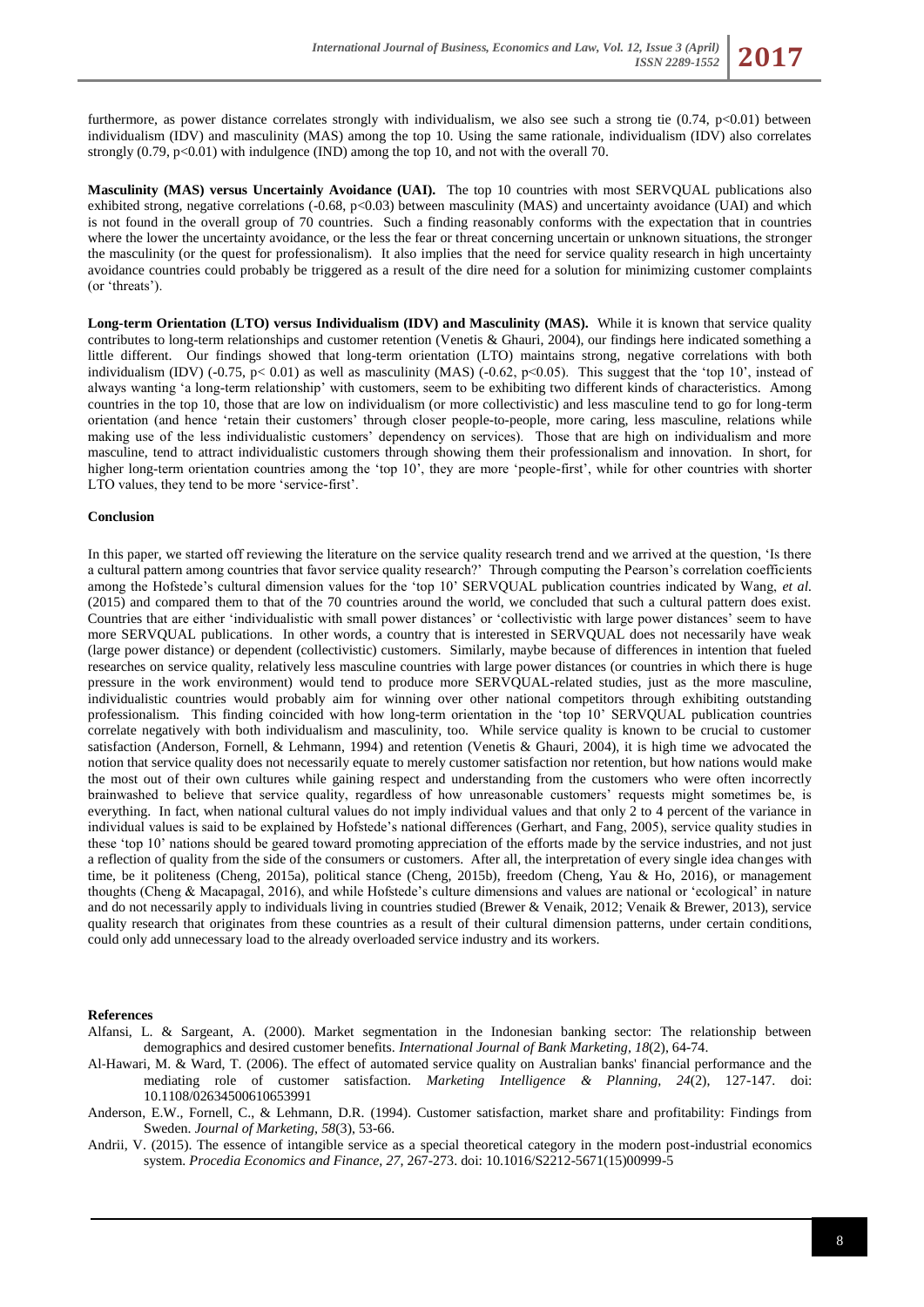furthermore, as power distance correlates strongly with individualism, we also see such a strong tie (0.74, $p<0.01$) between individualism (IDV) and masculinity (MAS) among the top 10. Using the same rationale, individualism (IDV) also correlates strongly (0.79, $p<0.01$) with indulgence (IND) among the top 10, and not with the overall 70.

**Masculinity (MAS) versus Uncertainly Avoidance (UAI).** The top 10 countries with most SERVQUAL publications also exhibited strong, negative correlations (-0.68, $p<0.03$) between masculinity (MAS) and uncertainty avoidance (UAI) and which is not found in the overall group of 70 countries. Such a finding reasonably conforms with the expectation that in countries where the lower the uncertainty avoidance, or the less the fear or threat concerning uncertain or unknown situations, the stronger the masculinity (or the quest for professionalism). It also implies that the need for service quality research in high uncertainty avoidance countries could probably be triggered as a result of the dire need for a solution for minimizing customer complaints (or 'threats').

**Long-term Orientation (LTO) versus Individualism (IDV) and Masculinity (MAS).** While it is known that service quality contributes to long-term relationships and customer retention (Venetis & Ghauri, 2004), our findings here indicated something a little different. Our findings showed that long-term orientation (LTO) maintains strong, negative correlations with both individualism (IDV) (-0.75, $p< 0.01$) as well as masculinity (MAS) (-0.62, $p<0.05$). This suggest that the 'top 10', instead of always wanting 'a long-term relationship' with customers, seem to be exhibiting two different kinds of characteristics. Among countries in the top 10, those that are low on individualism (or more collectivistic) and less masculine tend to go for long-term orientation (and hence 'retain their customers' through closer people-to-people, more caring, less masculine, relations while making use of the less individualistic customers' dependency on services). Those that are high on individualism and more masculine, tend to attract individualistic customers through showing them their professionalism and innovation. In short, for higher long-term orientation countries among the 'top 10', they are more 'people-first', while for other countries with shorter LTO values, they tend to be more 'service-first'.

**Conclusion**

In this paper, we started off reviewing the literature on the service quality research trend and we arrived at the question, 'Is there a cultural pattern among countries that favor service quality research?' Through computing the Pearson's correlation coefficients among the Hofstede's cultural dimension values for the 'top 10' SERVQUAL publication countries indicated by Wang, *et al.* (2015) and compared them to that of the 70 countries around the world, we concluded that such a cultural pattern does exist. Countries that are either 'individualistic with small power distances' or 'collectivistic with large power distances' seem to have more SERVQUAL publications. In other words, a country that is interested in SERVQUAL does not necessarily have weak (large power distance) or dependent (collectivistic) customers. Similarly, maybe because of differences in intention that fueled researches on service quality, relatively less masculine countries with large power distances (or countries in which there is huge pressure in the work environment) would tend to produce more SERVQUAL-related studies, just as the more masculine, individualistic countries would probably aim for winning over other national competitors through exhibiting outstanding professionalism. This finding coincided with how long-term orientation in the 'top 10' SERVQUAL publication countries correlate negatively with both individualism and masculinity, too. While service quality is known to be crucial to customer satisfaction (Anderson, Fornell, & Lehmann, 1994) and retention (Venetis & Ghauri, 2004), it is high time we advocated the notion that service quality does not necessarily equate to merely customer satisfaction nor retention, but how nations would make the most out of their own cultures while gaining respect and understanding from the customers who were often incorrectly brainwashed to believe that service quality, regardless of how unreasonable customers' requests might sometimes be, is everything. In fact, when national cultural values do not imply individual values and that only 2 to 4 percent of the variance in individual values is said to be explained by Hofstede's national differences (Gerhart, and Fang, 2005), service quality studies in these 'top 10' nations should be geared toward promoting appreciation of the efforts made by the service industries, and not just a reflection of quality from the side of the consumers or customers. After all, the interpretation of every single idea changes with time, be it politeness (Cheng, 2015a), political stance (Cheng, 2015b), freedom (Cheng, Yau & Ho, 2016), or management thoughts (Cheng & Macapagal, 2016), and while Hofstede's culture dimensions and values are national or 'ecological' in nature and do not necessarily apply to individuals living in countries studied (Brewer & Venaik, 2012; Venaik & Brewer, 2013), service quality research that originates from these countries as a result of their cultural dimension patterns, under certain conditions, could only add unnecessary load to the already overloaded service industry and its workers.

**References**

Alfansi, L. & Sargeant, A. (2000). Market segmentation in the Indonesian banking sector: The relationship between demographics and desired customer benefits. *International Journal of Bank Marketing, 18*(2), 64-74.

Al-Hawari, M. & Ward, T. (2006). The effect of automated service quality on Australian banks' financial performance and the mediating role of customer satisfaction. *Marketing Intelligence & Planning, 24*(2), 127-147. doi: 10.1108/02634500610653991

Anderson, E.W., Fornell, C., & Lehmann, D.R. (1994). Customer satisfaction, market share and profitability: Findings from Sweden. *Journal of Marketing, 58*(3), 53-66.

Andrii, V. (2015). The essence of intangible service as a special theoretical category in the modern post-industrial economics system. *Procedia Economics and Finance, 27*, 267-273. doi: 10.1016/S2212-5671(15)00999-5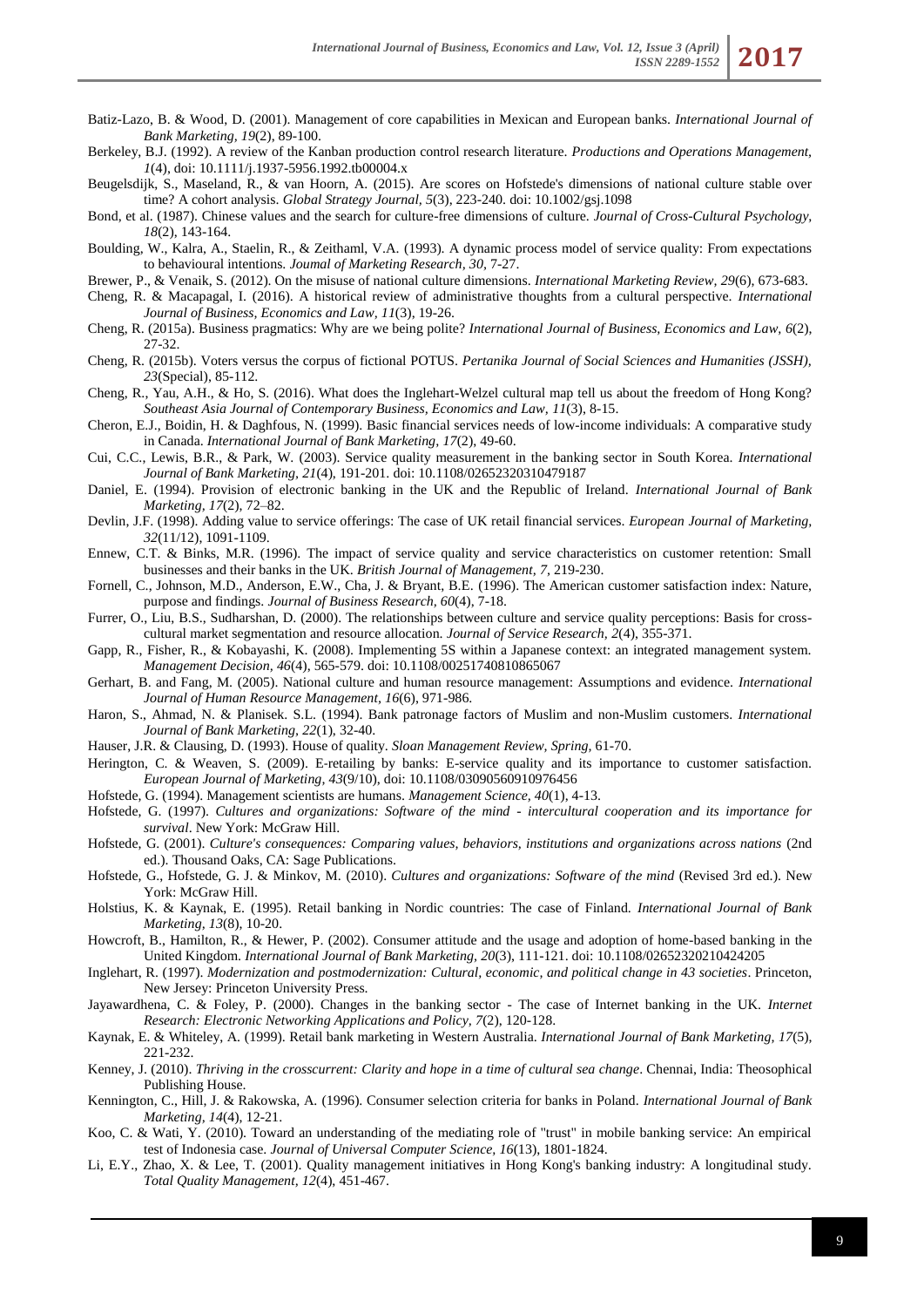Batiz-Lazo, B. & Wood, D. (2001). Management of core capabilities in Mexican and European banks. *International Journal of Bank Marketing, 19*(2), 89-100.

Berkeley, B.J. (1992). A review of the Kanban production control research literature. *Productions and Operations Management, 1*(4), doi: 10.1111/j.1937-5956.1992.tb00004.x

Beugelsdijk, S., Maseland, R., & van Hoorn, A. (2015). Are scores on Hofstede's dimensions of national culture stable over time? A cohort analysis. *Global Strategy Journal, 5*(3), 223-240. doi: 10.1002/gsj.1098

Bond, et al. (1987). Chinese values and the search for culture-free dimensions of culture. *Journal of Cross-Cultural Psychology, 18*(2), 143-164.

Boulding, W., Kalra, A., Staelin, R., & Zeithaml, V.A. (1993). A dynamic process model of service quality: From expectations to behavioural intentions. *Joumal of Marketing Research, 30*, 7-27.

Brewer, P., & Venaik, S. (2012). On the misuse of national culture dimensions. *International Marketing Review, 29*(6), 673-683.

Cheng, R. & Macapagal, I. (2016). A historical review of administrative thoughts from a cultural perspective. *International Journal of Business, Economics and Law, 11*(3), 19-26.

Cheng, R. (2015a). Business pragmatics: Why are we being polite? *International Journal of Business, Economics and Law, 6*(2), 27-32.

Cheng, R. (2015b). Voters versus the corpus of fictional POTUS. *Pertanika Journal of Social Sciences and Humanities (JSSH), 23*(Special), 85-112.

Cheng, R., Yau, A.H., & Ho, S. (2016). What does the Inglehart-Welzel cultural map tell us about the freedom of Hong Kong? *Southeast Asia Journal of Contemporary Business, Economics and Law, 11*(3), 8-15.

Cheron, E.J., Boidin, H. & Daghfous, N. (1999). Basic financial services needs of low-income individuals: A comparative study in Canada. *International Journal of Bank Marketing, 17*(2), 49-60.

Cui, C.C., Lewis, B.R., & Park, W. (2003). Service quality measurement in the banking sector in South Korea. *International Journal of Bank Marketing, 21*(4), 191-201. doi: 10.1108/02652320310479187

Daniel, E. (1994). Provision of electronic banking in the UK and the Republic of Ireland. *International Journal of Bank Marketing, 17*(2), 72–82.

Devlin, J.F. (1998). Adding value to service offerings: The case of UK retail financial services. *European Journal of Marketing, 32*(11/12), 1091-1109.

Ennew, C.T. & Binks, M.R. (1996). The impact of service quality and service characteristics on customer retention: Small businesses and their banks in the UK. *British Journal of Management, 7*, 219-230.

Fornell, C., Johnson, M.D., Anderson, E.W., Cha, J. & Bryant, B.E. (1996). The American customer satisfaction index: Nature, purpose and findings. *Journal of Business Research, 60*(4), 7-18.

Furrer, O., Liu, B.S., Sudharshan, D. (2000). The relationships between culture and service quality perceptions: Basis for cross-cultural market segmentation and resource allocation. *Journal of Service Research, 2*(4), 355-371.

Gapp, R., Fisher, R., & Kobayashi, K. (2008). Implementing 5S within a Japanese context: an integrated management system. *Management Decision, 46*(4), 565-579. doi: 10.1108/00251740810865067

Gerhart, B. and Fang, M. (2005). National culture and human resource management: Assumptions and evidence. *International Journal of Human Resource Management, 16*(6), 971-986.

Haron, S., Ahmad, N. & Planisek. S.L. (1994). Bank patronage factors of Muslim and non-Muslim customers. *International Journal of Bank Marketing, 22*(1), 32-40.

Hauser, J.R. & Clausing, D. (1993). House of quality. *Sloan Management Review, Spring*, 61-70.

Herington, C. & Weaven, S. (2009). E-retailing by banks: E-service quality and its importance to customer satisfaction. *European Journal of Marketing, 43*(9/10), doi: 10.1108/03090560910976456

Hofstede, G. (1994). Management scientists are humans. *Management Science, 40*(1), 4-13.

Hofstede, G. (1997). *Cultures and organizations: Software of the mind - intercultural cooperation and its importance for survival*. New York: McGraw Hill.

Hofstede, G. (2001). *Culture's consequences: Comparing values, behaviors, institutions and organizations across nations* (2nd ed.). Thousand Oaks, CA: Sage Publications.

Hofstede, G., Hofstede, G. J. & Minkov, M. (2010). *Cultures and organizations: Software of the mind* (Revised 3rd ed.). New York: McGraw Hill.

Holstius, K. & Kaynak, E. (1995). Retail banking in Nordic countries: The case of Finland. *International Journal of Bank Marketing, 13*(8), 10-20.

Howcroft, B., Hamilton, R., & Hewer, P. (2002). Consumer attitude and the usage and adoption of home-based banking in the United Kingdom. *International Journal of Bank Marketing, 20*(3), 111-121. doi: 10.1108/02652320210424205

Inglehart, R. (1997). *Modernization and postmodernization: Cultural, economic, and political change in 43 societies*. Princeton, New Jersey: Princeton University Press.

Jayawardhena, C. & Foley, P. (2000). Changes in the banking sector - The case of Internet banking in the UK. *Internet Research: Electronic Networking Applications and Policy, 7*(2), 120-128.

Kaynak, E. & Whiteley, A. (1999). Retail bank marketing in Western Australia. *International Journal of Bank Marketing, 17*(5), 221-232.

Kenney, J. (2010). *Thriving in the crosscurrent: Clarity and hope in a time of cultural sea change*. Chennai, India: Theosophical Publishing House.

Kennington, C., Hill, J. & Rakowska, A. (1996). Consumer selection criteria for banks in Poland. *International Journal of Bank Marketing, 14*(4), 12-21.

Koo, C. & Wati, Y. (2010). Toward an understanding of the mediating role of "trust" in mobile banking service: An empirical test of Indonesia case. *Journal of Universal Computer Science, 16*(13), 1801-1824.

Li, E.Y., Zhao, X. & Lee, T. (2001). Quality management initiatives in Hong Kong's banking industry: A longitudinal study. *Total Quality Management, 12*(4), 451-467.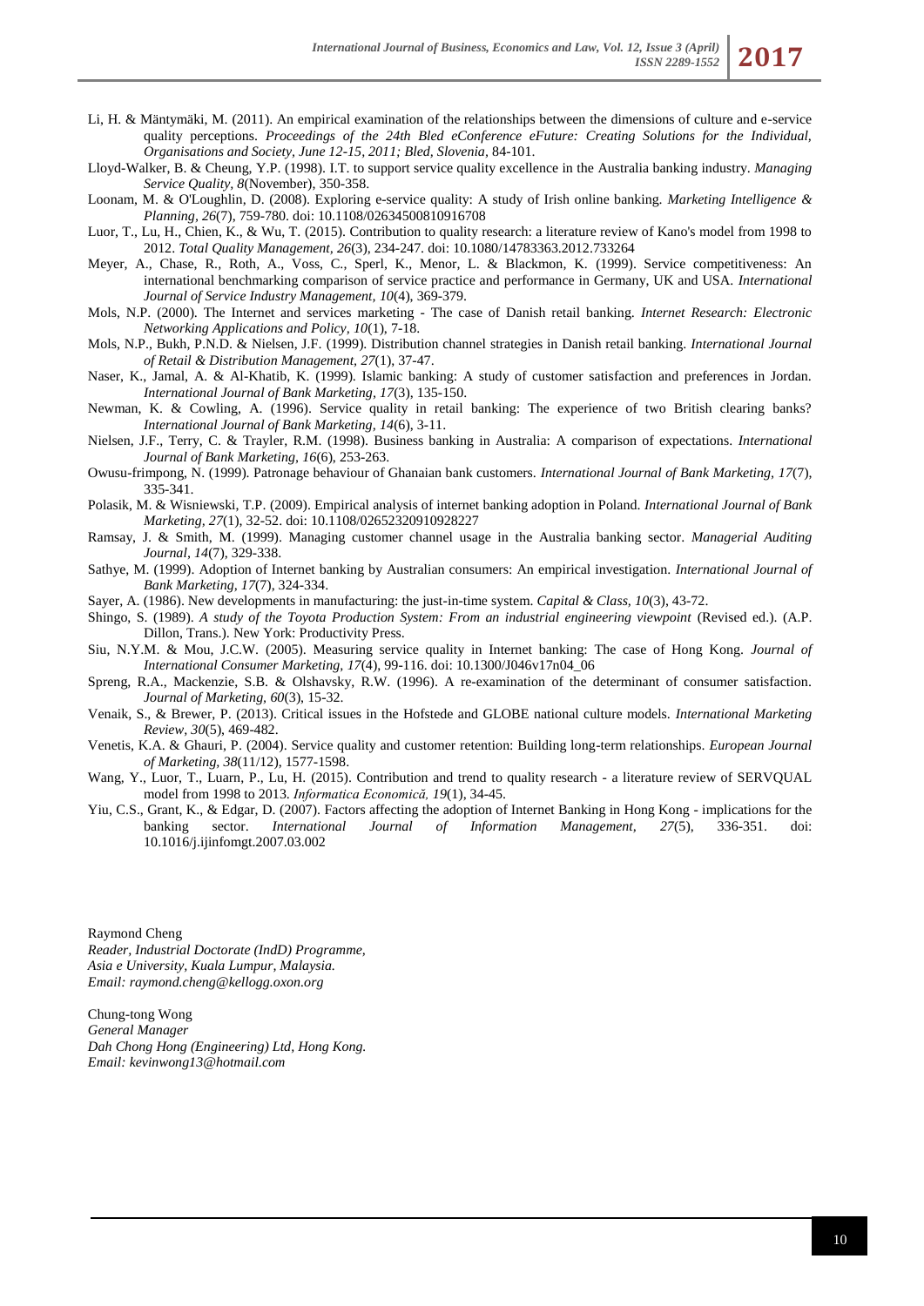Li, H. & Mäntymäki, M. (2011). An empirical examination of the relationships between the dimensions of culture and e-service quality perceptions. *Proceedings of the 24th Bled eConference eFuture: Creating Solutions for the Individual, Organisations and Society, June 12-15, 2011; Bled, Slovenia*, 84-101.

Lloyd-Walker, B. & Cheung, Y.P. (1998). I.T. to support service quality excellence in the Australia banking industry. *Managing Service Quality, 8*(November), 350-358.

Loonam, M. & O'Loughlin, D. (2008). Exploring e-service quality: A study of Irish online banking. *Marketing Intelligence & Planning, 26*(7), 759-780. doi: 10.1108/02634500810916708

Luor, T., Lu, H., Chien, K., & Wu, T. (2015). Contribution to quality research: a literature review of Kano's model from 1998 to 2012. *Total Quality Management, 26*(3), 234-247. doi: 10.1080/14783363.2012.733264

Meyer, A., Chase, R., Roth, A., Voss, C., Sperl, K., Menor, L. & Blackmon, K. (1999). Service competitiveness: An international benchmarking comparison of service practice and performance in Germany, UK and USA. *International Journal of Service Industry Management, 10*(4), 369-379.

Mols, N.P. (2000). The Internet and services marketing - The case of Danish retail banking. *Internet Research: Electronic Networking Applications and Policy, 10*(1), 7-18.

Mols, N.P., Bukh, P.N.D. & Nielsen, J.F. (1999). Distribution channel strategies in Danish retail banking. *International Journal of Retail & Distribution Management, 27*(1), 37-47.

Naser, K., Jamal, A. & Al-Khatib, K. (1999). Islamic banking: A study of customer satisfaction and preferences in Jordan. *International Journal of Bank Marketing, 17*(3), 135-150.

Newman, K. & Cowling, A. (1996). Service quality in retail banking: The experience of two British clearing banks? *International Journal of Bank Marketing, 14*(6), 3-11.

Nielsen, J.F., Terry, C. & Trayler, R.M. (1998). Business banking in Australia: A comparison of expectations. *International Journal of Bank Marketing, 16*(6), 253-263.

Owusu-frimpong, N. (1999). Patronage behaviour of Ghanaian bank customers. *International Journal of Bank Marketing, 17*(7), 335-341.

Polasik, M. & Wisniewski, T.P. (2009). Empirical analysis of internet banking adoption in Poland. *International Journal of Bank Marketing, 27*(1), 32-52. doi: 10.1108/02652320910928227

Ramsay, J. & Smith, M. (1999). Managing customer channel usage in the Australia banking sector. *Managerial Auditing Journal, 14*(7), 329-338.

Sathye, M. (1999). Adoption of Internet banking by Australian consumers: An empirical investigation. *International Journal of Bank Marketing, 17*(7), 324-334.

Sayer, A. (1986). New developments in manufacturing: the just-in-time system. *Capital & Class, 10*(3), 43-72.

Shingo, S. (1989). *A study of the Toyota Production System: From an industrial engineering viewpoint* (Revised ed.). (A.P. Dillon, Trans.). New York: Productivity Press.

Siu, N.Y.M. & Mou, J.C.W. (2005). Measuring service quality in Internet banking: The case of Hong Kong. *Journal of International Consumer Marketing, 17*(4), 99-116. doi: 10.1300/J046v17n04_06

Spreng, R.A., Mackenzie, S.B. & Olshavsky, R.W. (1996). A re-examination of the determinant of consumer satisfaction. *Journal of Marketing, 60*(3), 15-32.

Venaik, S., & Brewer, P. (2013). Critical issues in the Hofstede and GLOBE national culture models. *International Marketing Review, 30*(5), 469-482.

Venetis, K.A. & Ghauri, P. (2004). Service quality and customer retention: Building long-term relationships. *European Journal of Marketing, 38*(11/12), 1577-1598.

Wang, Y., Luor, T., Luarn, P., Lu, H. (2015). Contribution and trend to quality research - a literature review of SERVQUAL model from 1998 to 2013. *Informatica Economică, 19*(1), 34-45.

Yiu, C.S., Grant, K., & Edgar, D. (2007). Factors affecting the adoption of Internet Banking in Hong Kong - implications for the banking sector. *International Journal of Information Management, 27*(5), 336-351. doi: 10.1016/j.ijinfomgt.2007.03.002

Raymond Cheng
*Reader, Industrial Doctorate (IndD) Programme,*
*Asia e University, Kuala Lumpur, Malaysia.*
*Email: raymond.cheng@kellogg.oxon.org*

Chung-tong Wong
*General Manager*
*Dah Chong Hong (Engineering) Ltd, Hong Kong.*
*Email: kevinwong13@hotmail.com*